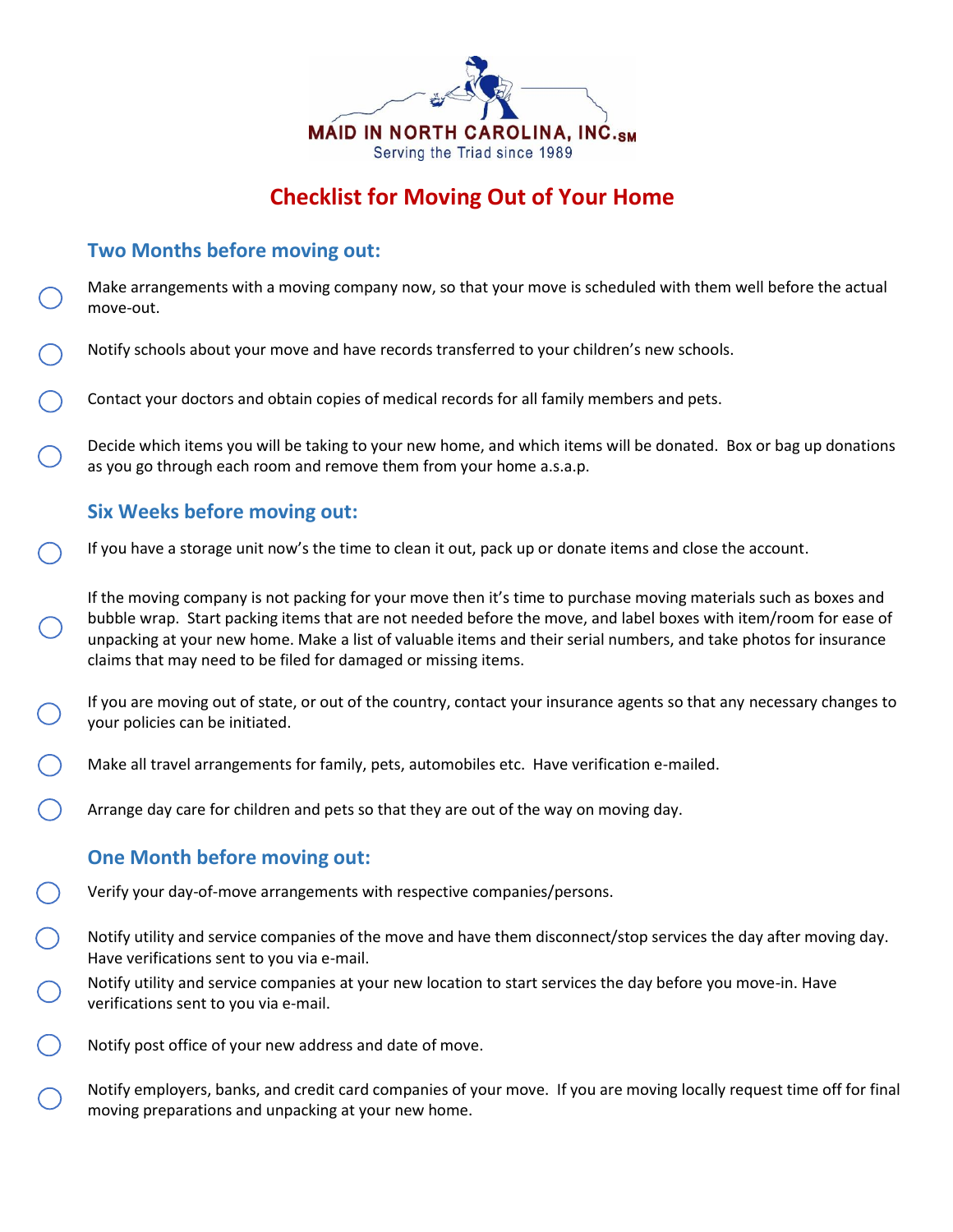MAID IN NORTH CAROLINA, INC.SM
Serving the Triad since 1989

# Checklist for Moving Out of Your Home

## Two Months before moving out:

- [ ] Make arrangements with a moving company now, so that your move is scheduled with them well before the actual move-out.
- [ ] Notify schools about your move and have records transferred to your children's new schools.
- [ ] Contact your doctors and obtain copies of medical records for all family members and pets.
- [ ] Decide which items you will be taking to your new home, and which items will be donated. Box or bag up donations as you go through each room and remove them from your home a.s.a.p.

## Six Weeks before moving out:

- [ ] If you have a storage unit now's the time to clean it out, pack up or donate items and close the account.
- [ ] If the moving company is not packing for your move then it's time to purchase moving materials such as boxes and bubble wrap. Start packing items that are not needed before the move, and label boxes with item/room for ease of unpacking at your new home. Make a list of valuable items and their serial numbers, and take photos for insurance claims that may need to be filed for damaged or missing items.
- [ ] If you are moving out of state, or out of the country, contact your insurance agents so that any necessary changes to your policies can be initiated.
- [ ] Make all travel arrangements for family, pets, automobiles etc. Have verification e-mailed.
- [ ] Arrange day care for children and pets so that they are out of the way on moving day.

## One Month before moving out:

- [ ] Verify your day-of-move arrangements with respective companies/persons.
- [ ] Notify utility and service companies of the move and have them disconnect/stop services the day after moving day. Have verifications sent to you via e-mail.
- [ ] Notify utility and service companies at your new location to start services the day before you move-in. Have verifications sent to you via e-mail.
- [ ] Notify post office of your new address and date of move.
- [ ] Notify employers, banks, and credit card companies of your move. If you are moving locally request time off for final moving preparations and unpacking at your new home.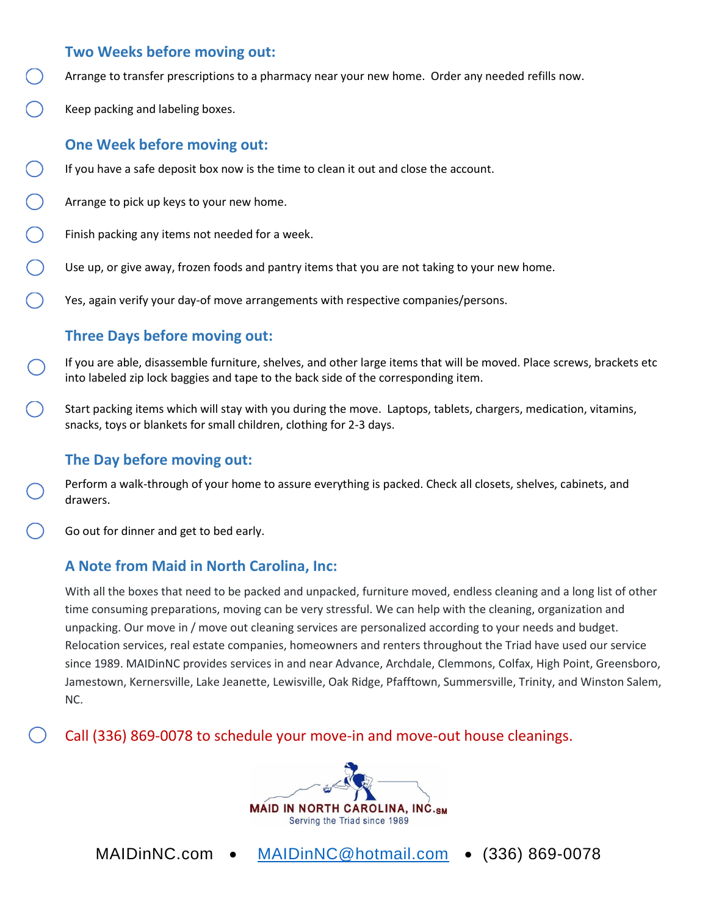## Two Weeks before moving out:

- [ ] Arrange to transfer prescriptions to a pharmacy near your new home. Order any needed refills now.
- [ ] Keep packing and labeling boxes.

## One Week before moving out:

- [ ] If you have a safe deposit box now is the time to clean it out and close the account.
- [ ] Arrange to pick up keys to your new home.
- [ ] Finish packing any items not needed for a week.
- [ ] Use up, or give away, frozen foods and pantry items that you are not taking to your new home.
- [ ] Yes, again verify your day-of move arrangements with respective companies/persons.

## Three Days before moving out:

- [ ] If you are able, disassemble furniture, shelves, and other large items that will be moved. Place screws, brackets etc into labeled zip lock baggies and tape to the back side of the corresponding item.
- [ ] Start packing items which will stay with you during the move. Laptops, tablets, chargers, medication, vitamins, snacks, toys or blankets for small children, clothing for 2-3 days.

## The Day before moving out:

- [ ] Perform a walk-through of your home to assure everything is packed. Check all closets, shelves, cabinets, and drawers.
- [ ] Go out for dinner and get to bed early.

## A Note from Maid in North Carolina, Inc:

With all the boxes that need to be packed and unpacked, furniture moved, endless cleaning and a long list of other time consuming preparations, moving can be very stressful. We can help with the cleaning, organization and unpacking. Our move in / move out cleaning services are personalized according to your needs and budget. Relocation services, real estate companies, homeowners and renters throughout the Triad have used our service since 1989. MAIDinNC provides services in and near Advance, Archdale, Clemmons, Colfax, High Point, Greensboro, Jamestown, Kernersville, Lake Jeanette, Lewisville, Oak Ridge, Pfafftown, Summersville, Trinity, and Winston Salem, NC.

- [ ] Call (336) 869-0078 to schedule your move-in and move-out house cleanings.

MAID IN NORTH CAROLINA, INC.SM
Serving the Triad since 1989

MAIDinNC.com • MAIDinNC@hotmail.com • (336) 869-0078